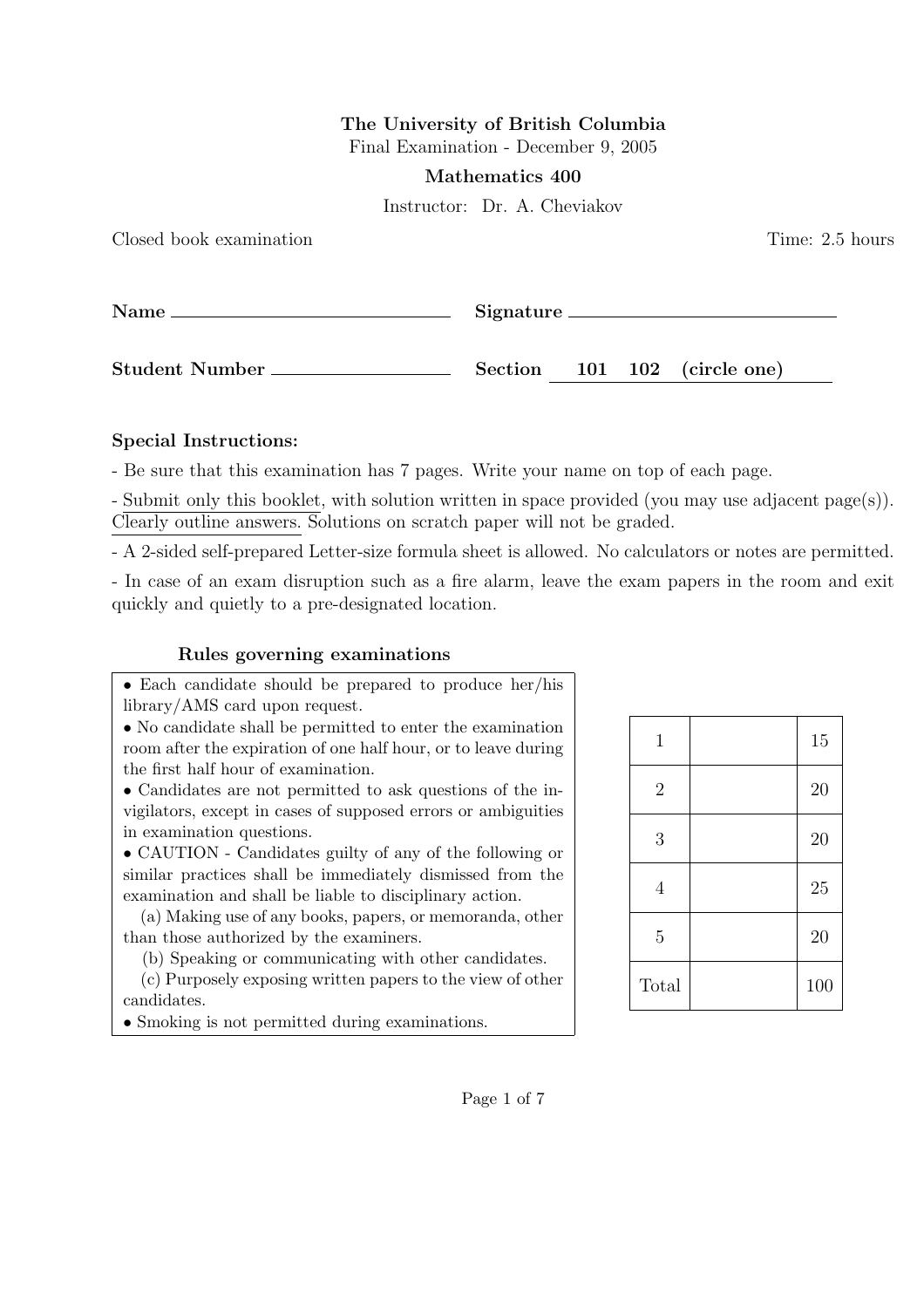**The University of British Columbia**

Final Examination - December 9, 2005

**Mathematics 400**

Instructor: Dr. A. Cheviakov

Closed book examination | Time: 2.5 hours

**Name** ______________________ **Signature** ______________________

**Student Number** ______________________ **Section** 101 102 **(circle one)**

**Special Instructions:**

- Be sure that this examination has 7 pages. Write your name on top of each page.

- Submit only this booklet, with solution written in space provided (you may use adjacent page(s)). Clearly outline answers. Solutions on scratch paper will not be graded.

- A 2-sided self-prepared Letter-size formula sheet is allowed. No calculators or notes are permitted.

- In case of an exam disruption such as a fire alarm, leave the exam papers in the room and exit quickly and quietly to a pre-designated location.

**Rules governing examinations**

- Each candidate should be prepared to produce her/his library/AMS card upon request.
- No candidate shall be permitted to enter the examination room after the expiration of one half hour, or to leave during the first half hour of examination.
- Candidates are not permitted to ask questions of the invigilators, except in cases of supposed errors or ambiguities in examination questions.
- CAUTION - Candidates guilty of any of the following or similar practices shall be immediately dismissed from the examination and shall be liable to disciplinary action.
  (a) Making use of any books, papers, or memoranda, other than those authorized by the examiners.
  (b) Speaking or communicating with other candidates.
  (c) Purposely exposing written papers to the view of other candidates.
- Smoking is not permitted during examinations.

| | | |
|---|---|---|
| 1 | | 15 |
| 2 | | 20 |
| 3 | | 20 |
| 4 | | 25 |
| 5 | | 20 |
| Total | | 100 |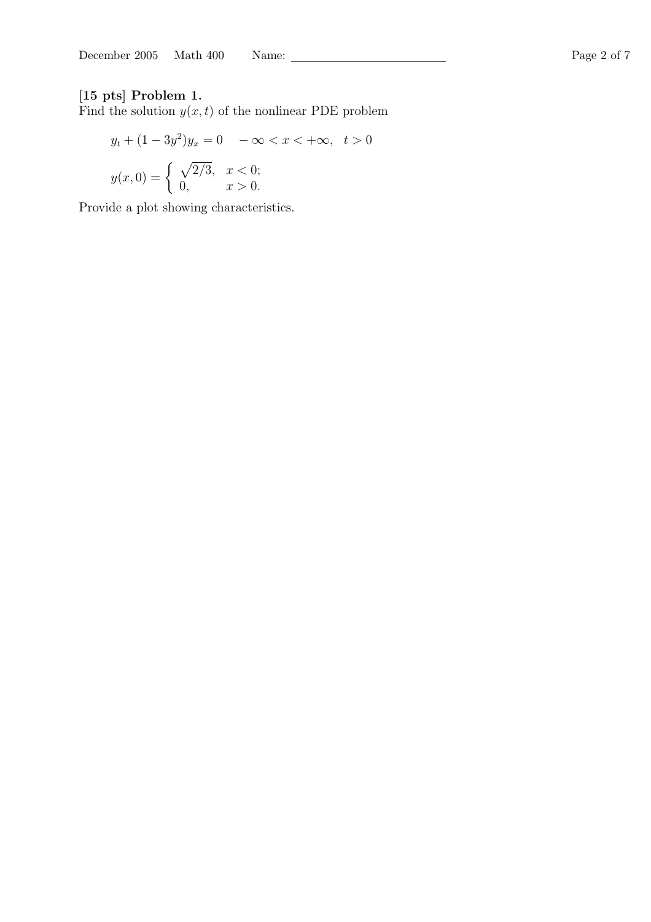**[15 pts] Problem 1.**
Find the solution $y(x,t)$ of the nonlinear PDE problem

$$y_t + (1 - 3y^2)y_x = 0 \quad -\infty < x < +\infty, \quad t > 0$$

$$y(x,0) = \begin{cases} \sqrt{2/3}, & x < 0; \\ 0, & x > 0. \end{cases}$$

Provide a plot showing characteristics.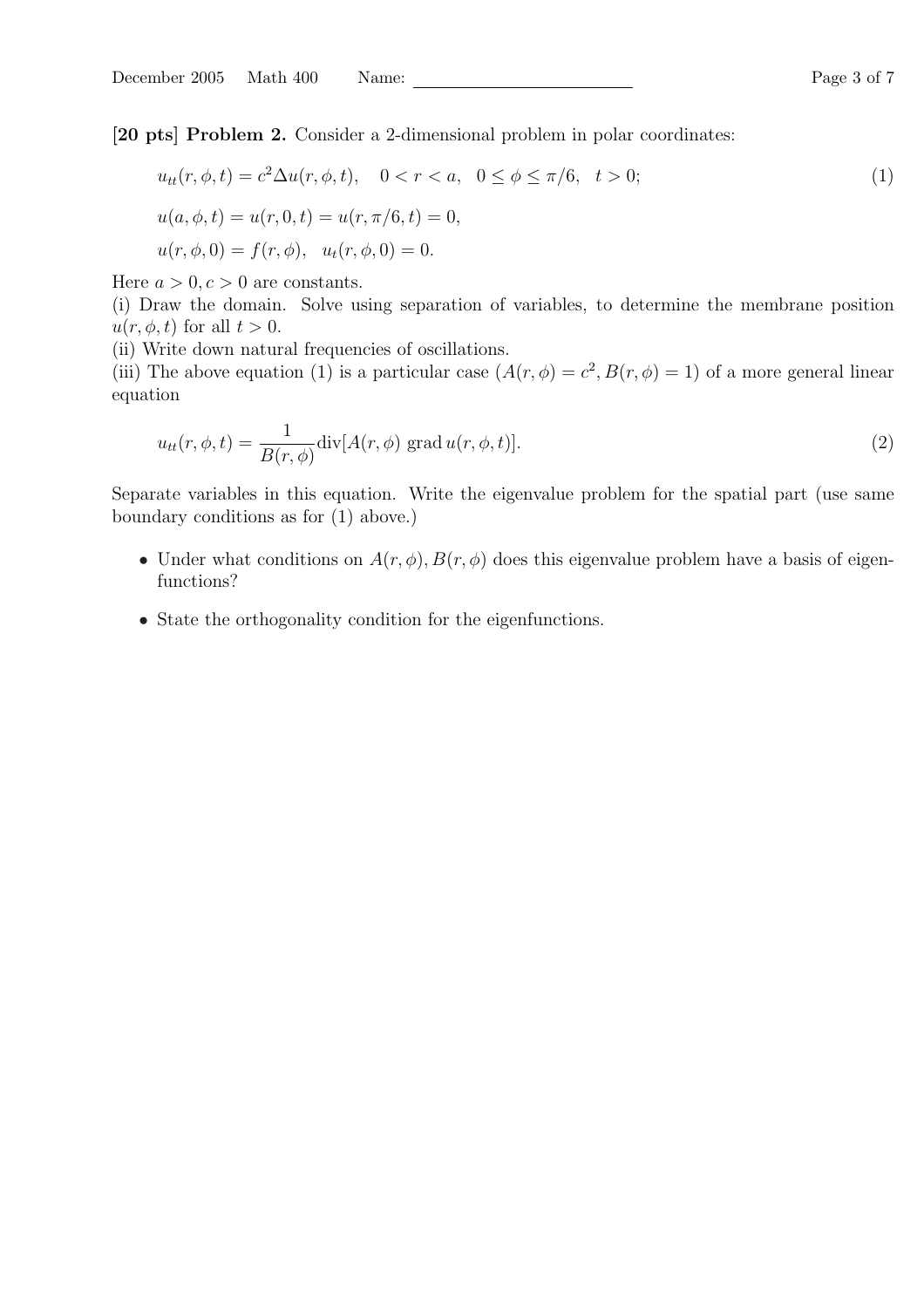**[20 pts] Problem 2.** Consider a 2-dimensional problem in polar coordinates:

$$u_{tt}(r,\phi,t) = c^2 \Delta u(r,\phi,t), \quad 0 < r < a, \quad 0 \le \phi \le \pi/6, \quad t > 0; \tag{1}$$

$$u(a,\phi,t) = u(r,0,t) = u(r,\pi/6,t) = 0,$$

$$u(r,\phi,0) = f(r,\phi), \quad u_t(r,\phi,0) = 0.$$

Here $a > 0, c > 0$ are constants.

(i) Draw the domain. Solve using separation of variables, to determine the membrane position $u(r,\phi,t)$ for all $t > 0$.

(ii) Write down natural frequencies of oscillations.

(iii) The above equation (1) is a particular case ($A(r,\phi) = c^2, B(r,\phi) = 1$) of a more general linear equation

$$u_{tt}(r,\phi,t) = \frac{1}{B(r,\phi)} \text{div}[A(r,\phi) \text{ grad } u(r,\phi,t)]. \tag{2}$$

Separate variables in this equation. Write the eigenvalue problem for the spatial part (use same boundary conditions as for (1) above.)

- Under what conditions on $A(r,\phi), B(r,\phi)$ does this eigenvalue problem have a basis of eigenfunctions?
- State the orthogonality condition for the eigenfunctions.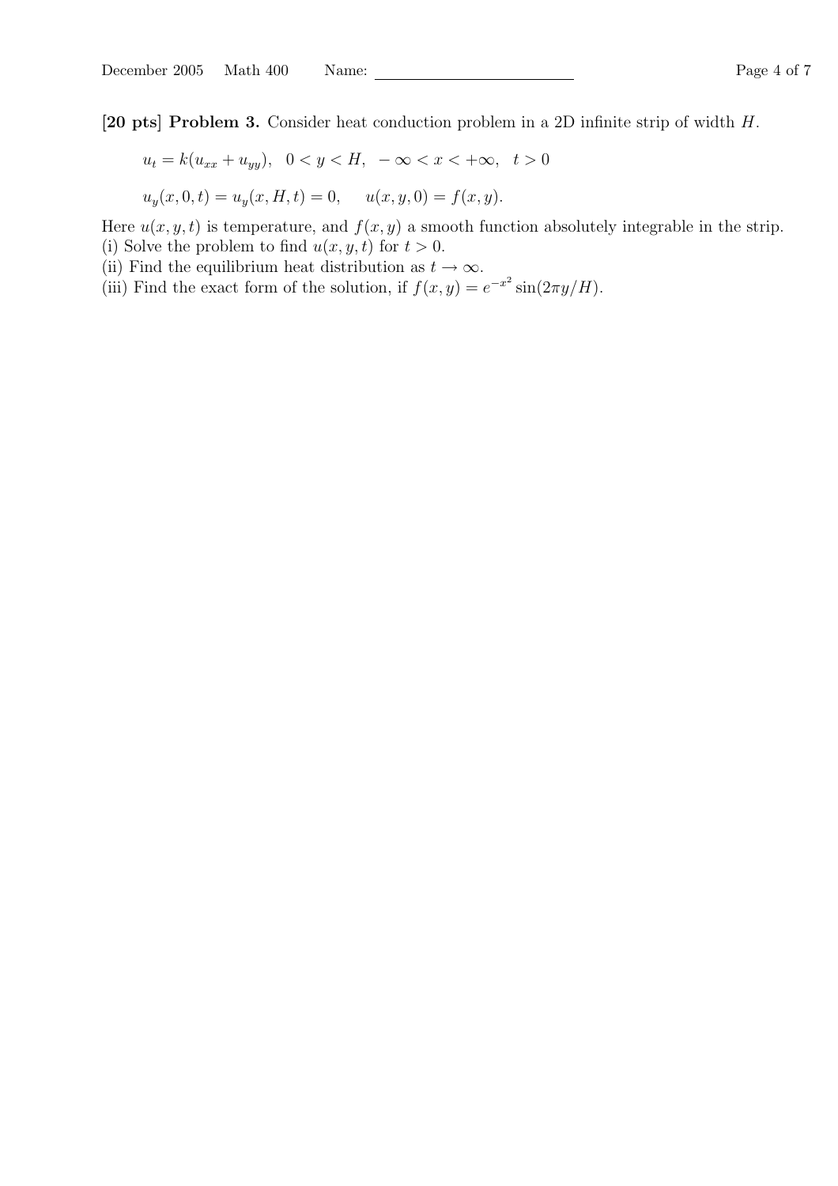**[20 pts] Problem 3.** Consider heat conduction problem in a 2D infinite strip of width $H$.

$$u_t = k(u_{xx} + u_{yy}), \quad 0 < y < H, \quad -\infty < x < +\infty, \quad t > 0$$

$$u_y(x, 0, t) = u_y(x, H, t) = 0, \qquad u(x, y, 0) = f(x, y).$$

Here $u(x, y, t)$ is temperature, and $f(x, y)$ a smooth function absolutely integrable in the strip.

(i) Solve the problem to find $u(x, y, t)$ for $t > 0$.

(ii) Find the equilibrium heat distribution as $t \to \infty$.

(iii) Find the exact form of the solution, if $f(x, y) = e^{-x^2} \sin(2\pi y/H)$.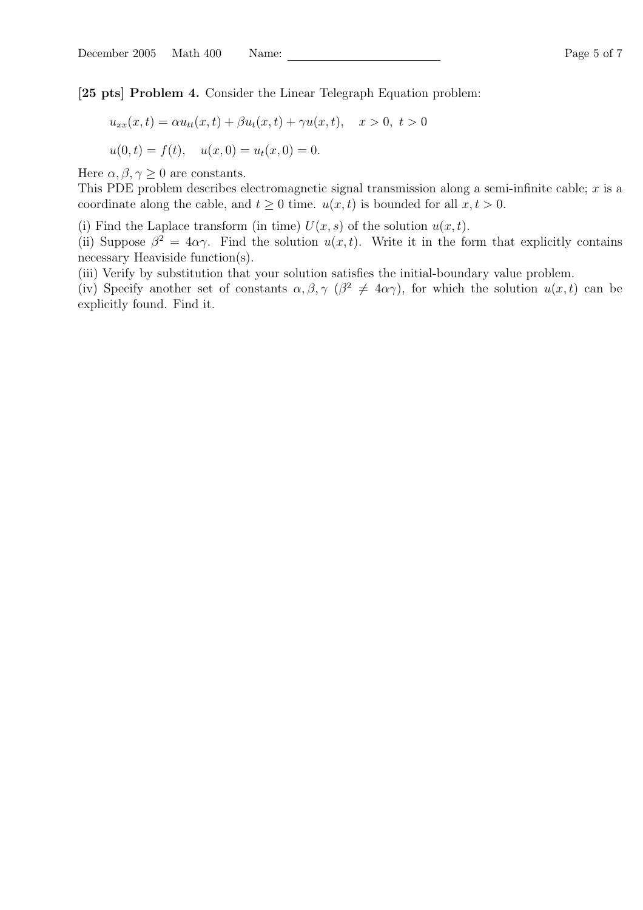**[25 pts] Problem 4.** Consider the Linear Telegraph Equation problem:

$$u_{xx}(x,t) = \alpha u_{tt}(x,t) + \beta u_t(x,t) + \gamma u(x,t), \quad x > 0, \ t > 0$$

$$u(0,t) = f(t), \quad u(x,0) = u_t(x,0) = 0.$$

Here $\alpha, \beta, \gamma \geq 0$ are constants.
This PDE problem describes electromagnetic signal transmission along a semi-infinite cable; $x$ is a coordinate along the cable, and $t \geq 0$ time. $u(x,t)$ is bounded for all $x, t > 0$.

(i) Find the Laplace transform (in time) $U(x,s)$ of the solution $u(x,t)$.
(ii) Suppose $\beta^2 = 4\alpha\gamma$. Find the solution $u(x,t)$. Write it in the form that explicitly contains necessary Heaviside function(s).
(iii) Verify by substitution that your solution satisfies the initial-boundary value problem.
(iv) Specify another set of constants $\alpha, \beta, \gamma$ ($\beta^2 \neq 4\alpha\gamma$), for which the solution $u(x,t)$ can be explicitly found. Find it.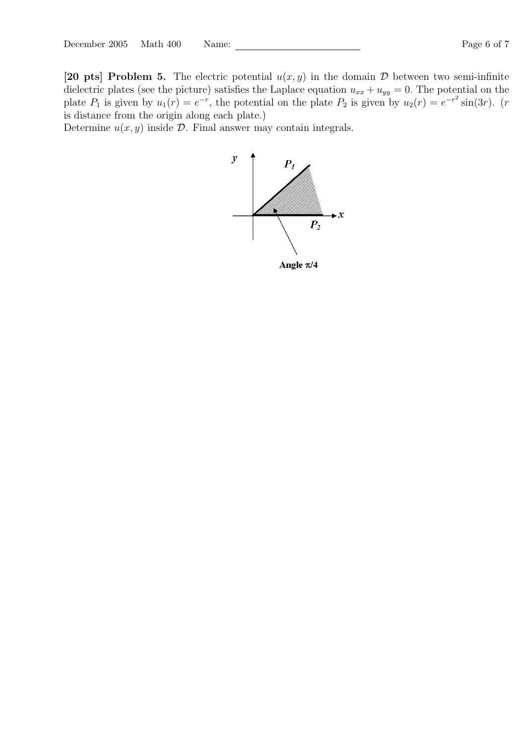**[20 pts] Problem 5.** The electric potential $u(x, y)$ in the domain $\mathcal{D}$ between two semi-infinite dielectric plates (see the picture) satisfies the Laplace equation $u_{xx} + u_{yy} = 0$. The potential on the plate $P_1$ is given by $u_1(r) = e^{-r}$, the potential on the plate $P_2$ is given by $u_2(r) = e^{-r^2} \sin(3r)$. ($r$ is distance from the origin along each plate.)

Determine $u(x, y)$ inside $\mathcal{D}$. Final answer may contain integrals.

y

$P_1$

x

$P_2$

Angle $\pi/4$